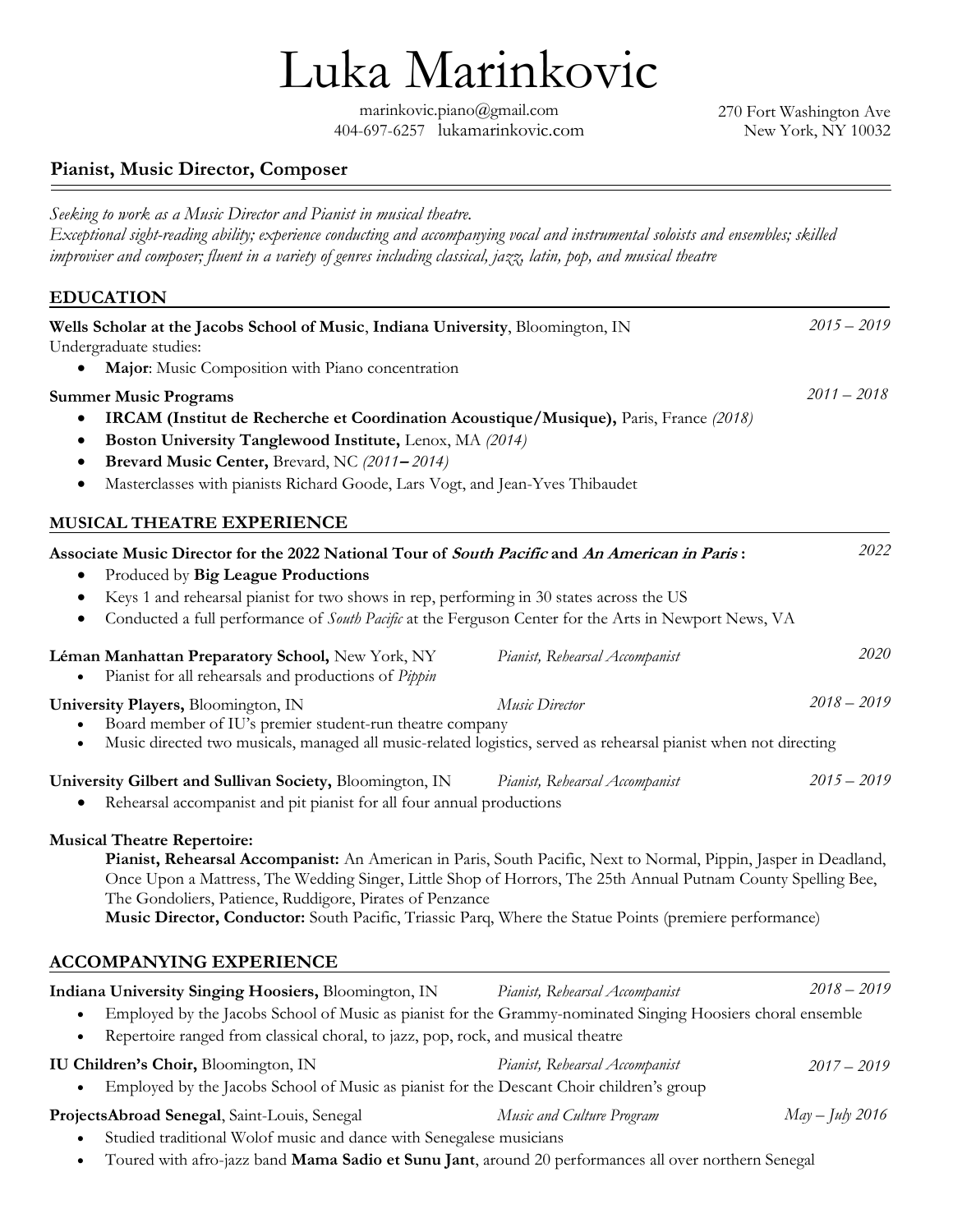# Luka Marinkovic

marinkovic.piano@gmail.com
404-697-6257 lukamarinkovic.com

270 Fort Washington Ave
New York, NY 10032

## Pianist, Music Director, Composer

*Seeking to work as a Music Director and Pianist in musical theatre.*
*Exceptional sight-reading ability; experience conducting and accompanying vocal and instrumental soloists and ensembles; skilled improviser and composer; fluent in a variety of genres including classical, jazz, latin, pop, and musical theatre*

## EDUCATION

**Wells Scholar at the Jacobs School of Music**, **Indiana University**, Bloomington, IN — *2015 – 2019*
Undergraduate studies:
- **Major**: Music Composition with Piano concentration

**Summer Music Programs** — *2011 – 2018*
- **IRCAM (Institut de Recherche et Coordination Acoustique/Musique),** Paris, France *(2018)*
- **Boston University Tanglewood Institute,** Lenox, MA *(2014)*
- **Brevard Music Center,** Brevard, NC *(2011 – 2014)*
- Masterclasses with pianists Richard Goode, Lars Vogt, and Jean-Yves Thibaudet

## MUSICAL THEATRE EXPERIENCE

**Associate Music Director for the 2022 National Tour of *South Pacific* and *An American in Paris*:** — *2022*
- Produced by **Big League Productions**
- Keys 1 and rehearsal pianist for two shows in rep, performing in 30 states across the US
- Conducted a full performance of *South Pacific* at the Ferguson Center for the Arts in Newport News, VA

**Léman Manhattan Preparatory School,** New York, NY — *Pianist, Rehearsal Accompanist* — *2020*
- Pianist for all rehearsals and productions of *Pippin*

**University Players,** Bloomington, IN — *Music Director* — *2018 – 2019*
- Board member of IU's premier student-run theatre company
- Music directed two musicals, managed all music-related logistics, served as rehearsal pianist when not directing

**University Gilbert and Sullivan Society,** Bloomington, IN — *Pianist, Rehearsal Accompanist* — *2015 – 2019*
- Rehearsal accompanist and pit pianist for all four annual productions

**Musical Theatre Repertoire:**

**Pianist, Rehearsal Accompanist:** An American in Paris, South Pacific, Next to Normal, Pippin, Jasper in Deadland, Once Upon a Mattress, The Wedding Singer, Little Shop of Horrors, The 25th Annual Putnam County Spelling Bee, The Gondoliers, Patience, Ruddigore, Pirates of Penzance

**Music Director, Conductor:** South Pacific, Triassic Parq, Where the Statue Points (premiere performance)

## ACCOMPANYING EXPERIENCE

**Indiana University Singing Hoosiers,** Bloomington, IN — *Pianist, Rehearsal Accompanist* — *2018 – 2019*
- Employed by the Jacobs School of Music as pianist for the Grammy-nominated Singing Hoosiers choral ensemble
- Repertoire ranged from classical choral, to jazz, pop, rock, and musical theatre

**IU Children's Choir,** Bloomington, IN — *Pianist, Rehearsal Accompanist* — *2017 – 2019*
- Employed by the Jacobs School of Music as pianist for the Descant Choir children's group

**ProjectsAbroad Senegal**, Saint-Louis, Senegal — *Music and Culture Program* — *May – July 2016*
- Studied traditional Wolof music and dance with Senegalese musicians
- Toured with afro-jazz band **Mama Sadio et Sunu Jant**, around 20 performances all over northern Senegal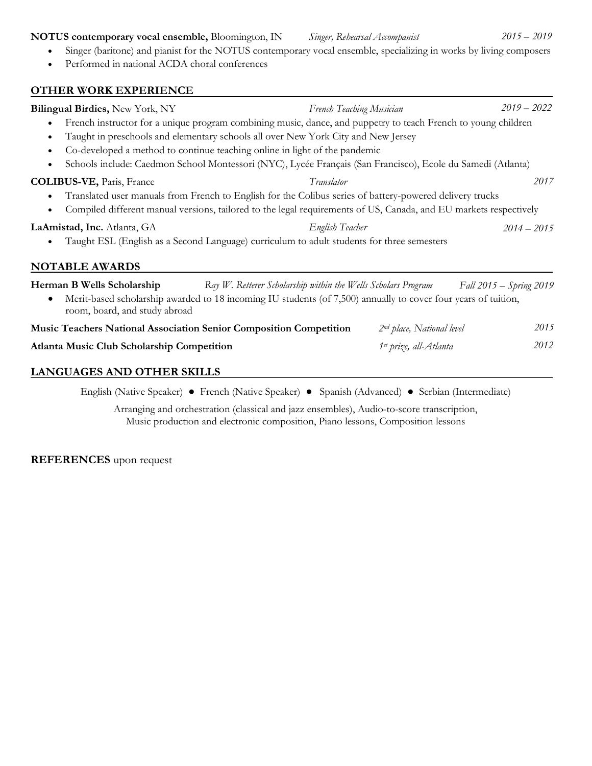**NOTUS contemporary vocal ensemble,** Bloomington, IN *Singer, Rehearsal Accompanist* *2015 – 2019*

- Singer (baritone) and pianist for the NOTUS contemporary vocal ensemble, specializing in works by living composers
- Performed in national ACDA choral conferences

## OTHER WORK EXPERIENCE

**Bilingual Birdies,** New York, NY *French Teaching Musician* *2019 – 2022*

- French instructor for a unique program combining music, dance, and puppetry to teach French to young children
- Taught in preschools and elementary schools all over New York City and New Jersey
- Co-developed a method to continue teaching online in light of the pandemic
- Schools include: Caedmon School Montessori (NYC), Lycée Français (San Francisco), Ecole du Samedi (Atlanta)

**COLIBUS-VE,** Paris, France *Translator* *2017*

- Translated user manuals from French to English for the Colibus series of battery-powered delivery trucks
- Compiled different manual versions, tailored to the legal requirements of US, Canada, and EU markets respectively

**LaAmistad, Inc.** Atlanta, GA *English Teacher* *2014 – 2015*

- Taught ESL (English as a Second Language) curriculum to adult students for three semesters

## NOTABLE AWARDS

**Herman B Wells Scholarship** *Ray W. Retterer Scholarship within the Wells Scholars Program* *Fall 2015 – Spring 2019*

- Merit-based scholarship awarded to 18 incoming IU students (of 7,500) annually to cover four years of tuition, room, board, and study abroad

**Music Teachers National Association Senior Composition Competition** *2nd place, National level* *2015*

**Atlanta Music Club Scholarship Competition** *1st prize, all-Atlanta* *2012*

## LANGUAGES AND OTHER SKILLS

English (Native Speaker) ● French (Native Speaker) ● Spanish (Advanced) ● Serbian (Intermediate)

Arranging and orchestration (classical and jazz ensembles), Audio-to-score transcription, Music production and electronic composition, Piano lessons, Composition lessons

**REFERENCES** upon request